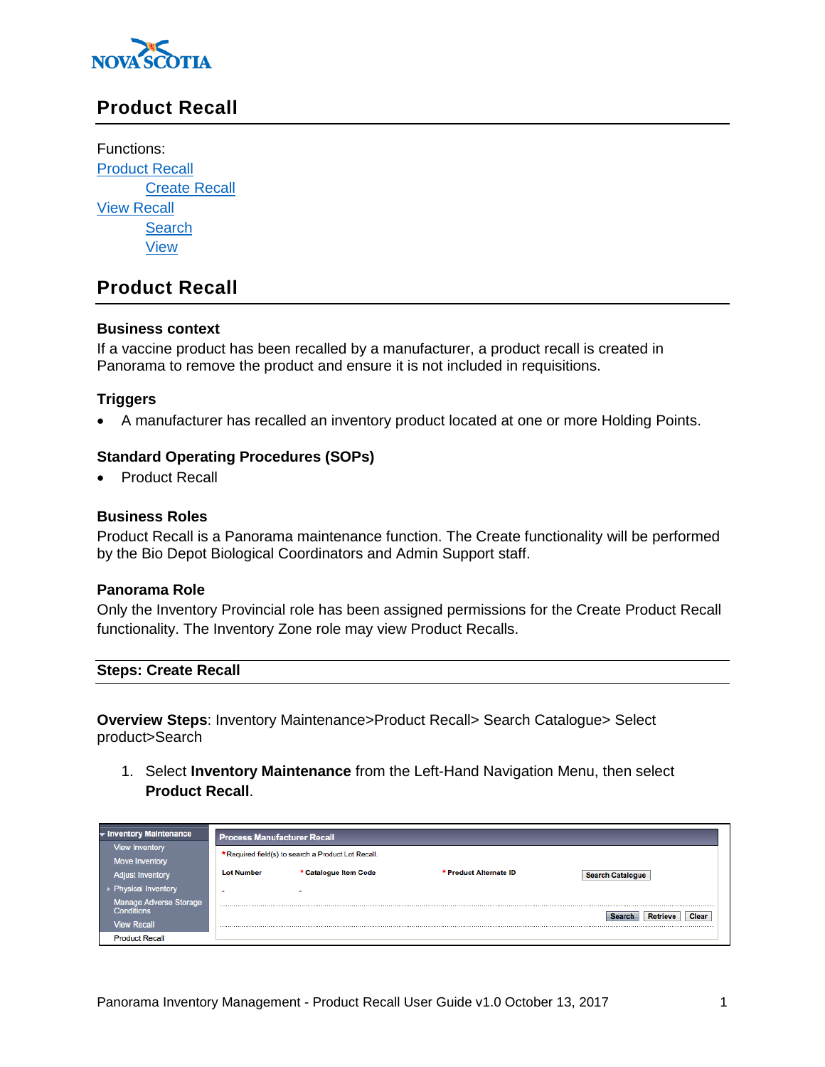# Product Recall

Functions:

- Product Recall
  - Create Recall
- View Recall
  - Search
  - View

## Product Recall

### Business context

If a vaccine product has been recalled by a manufacturer, a product recall is created in Panorama to remove the product and ensure it is not included in requisitions.

### Triggers

- A manufacturer has recalled an inventory product located at one or more Holding Points.

### Standard Operating Procedures (SOPs)

- Product Recall

### Business Roles

Product Recall is a Panorama maintenance function. The Create functionality will be performed by the Bio Depot Biological Coordinators and Admin Support staff.

### Panorama Role

Only the Inventory Provincial role has been assigned permissions for the Create Product Recall functionality. The Inventory Zone role may view Product Recalls.

### Steps: Create Recall

**Overview Steps**: Inventory Maintenance>Product Recall> Search Catalogue> Select product>Search

1. Select **Inventory Maintenance** from the Left-Hand Navigation Menu, then select **Product Recall**.

Inventory Maintenance
View Inventory
Move Inventory
Adjust Inventory
Physical Inventory
Manage Adverse Storage Conditions
View Recall
Product Recall

Process Manufacturer Recall
*Required field(s) to search a Product Lot Recall.
Lot Number
* Catalogue Item Code
* Product Alternate ID
Search Catalogue
Search
Retrieve
Clear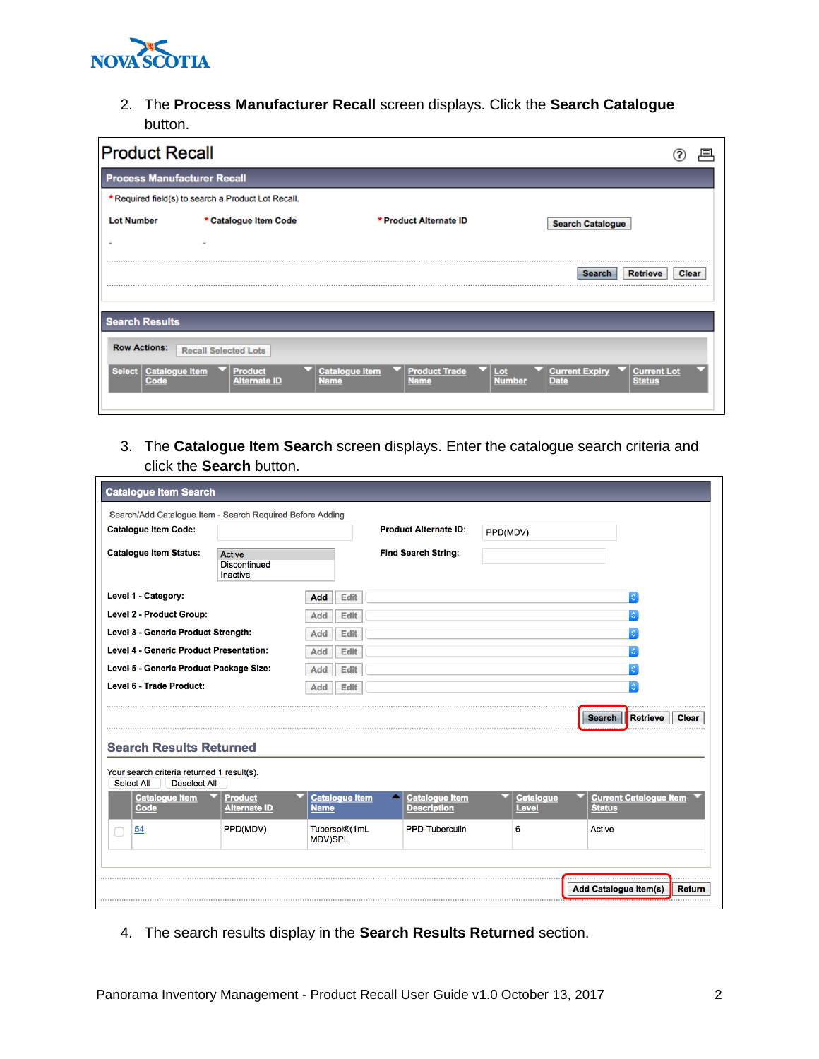2. The **Process Manufacturer Recall** screen displays. Click the **Search Catalogue** button.

Product Recall

Process Manufacturer Recall

*Required field(s) to search a Product Lot Recall.

Lot Number | *Catalogue Item Code | *Product Alternate ID | Search Catalogue

Search | Retrieve | Clear

Search Results

Row Actions: Recall Selected Lots

| Select | Catalogue Item Code | Product Alternate ID | Catalogue Item Name | Product Trade Name | Lot Number | Current Expiry Date | Current Lot Status |
|---|---|---|---|---|---|---|---|

3. The **Catalogue Item Search** screen displays. Enter the catalogue search criteria and click the **Search** button.

Catalogue Item Search

Search/Add Catalogue Item - Search Required Before Adding

Catalogue Item Code:

Product Alternate ID: PPD(MDV)

Catalogue Item Status: Active / Discontinued / Inactive

Find Search String:

Level 1 - Category: Add Edit

Level 2 - Product Group: Add Edit

Level 3 - Generic Product Strength: Add Edit

Level 4 - Generic Product Presentation: Add Edit

Level 5 - Generic Product Package Size: Add Edit

Level 6 - Trade Product: Add Edit

Search | Retrieve | Clear

Search Results Returned

Your search criteria returned 1 result(s).

Select All | Deselect All

| | Catalogue Item Code | Product Alternate ID | Catalogue Item Name | Catalogue Item Description | Catalogue Level | Current Catalogue Item Status |
|---|---|---|---|---|---|---|
| ☐ | 54 | PPD(MDV) | Tubersol®(1mL MDV)SPL | PPD-Tuberculin | 6 | Active |

Add Catalogue Item(s) | Return

4. The search results display in the **Search Results Returned** section.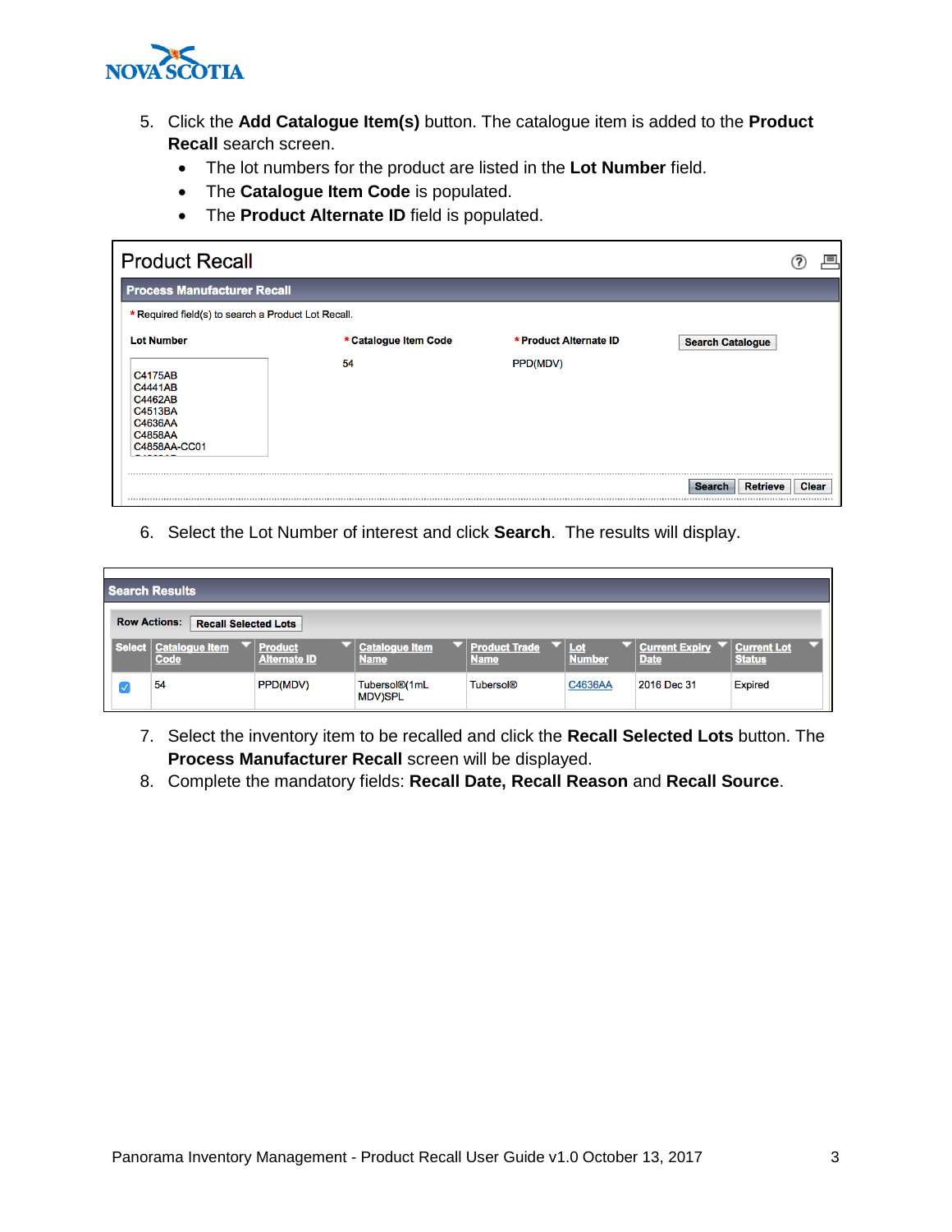5. Click the **Add Catalogue Item(s)** button. The catalogue item is added to the **Product Recall** search screen.
    - The lot numbers for the product are listed in the **Lot Number** field.
    - The **Catalogue Item Code** is populated.
    - The **Product Alternate ID** field is populated.

Product Recall

Process Manufacturer Recall

\* Required field(s) to search a Product Lot Recall.

| Lot Number | * Catalogue Item Code | * Product Alternate ID | Search Catalogue |
|---|---|---|---|
| C4175AB<br>C4441AB<br>C4462AB<br>C4513BA<br>C4636AA<br>C4858AA<br>C4858AA-CC01 | 54 | PPD(MDV) | |

Search | Retrieve | Clear

6. Select the Lot Number of interest and click **Search**. The results will display.

Search Results

Row Actions: Recall Selected Lots

| Select | Catalogue Item Code | Product Alternate ID | Catalogue Item Name | Product Trade Name | Lot Number | Current Expiry Date | Current Lot Status |
|---|---|---|---|---|---|---|---|
| ☑ | 54 | PPD(MDV) | Tubersol®(1mL MDV)SPL | Tubersol® | C4636AA | 2016 Dec 31 | Expired |

7. Select the inventory item to be recalled and click the **Recall Selected Lots** button. The **Process Manufacturer Recall** screen will be displayed.
8. Complete the mandatory fields: **Recall Date, Recall Reason** and **Recall Source**.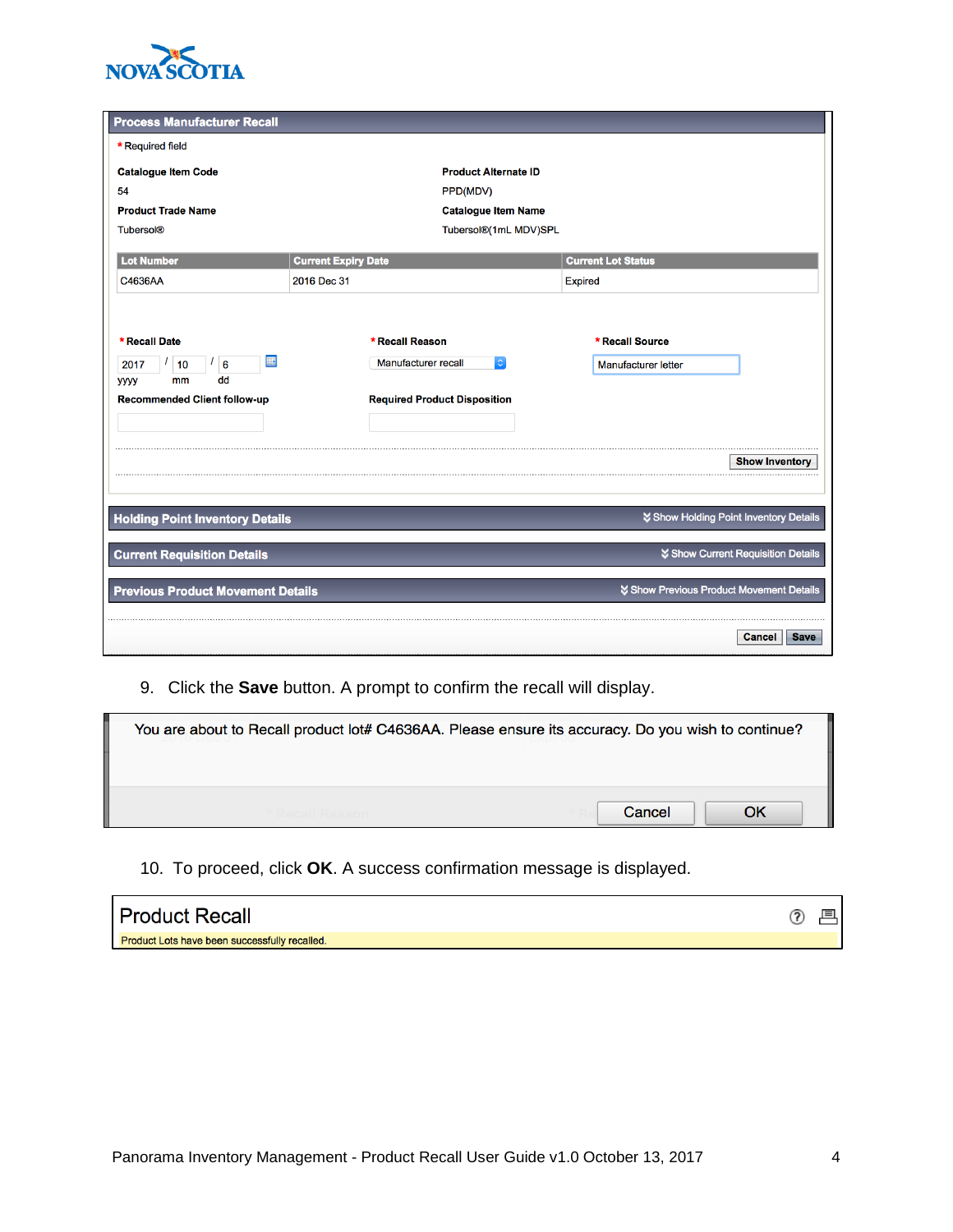**Process Manufacturer Recall**

\* Required field

| Catalogue Item Code | Product Alternate ID |
|---|---|
| 54 | PPD(MDV) |
| **Product Trade Name** | **Catalogue Item Name** |
| Tubersol® | Tubersol®(1mL MDV)SPL |

| Lot Number | Current Expiry Date | Current Lot Status |
|---|---|---|
| C4636AA | 2016 Dec 31 | Expired |

**\* Recall Date**: 2017 / 10 / 6 (yyyy mm dd)

**\* Recall Reason**: Manufacturer recall

**\* Recall Source**: Manufacturer letter

**Recommended Client follow-up**

**Required Product Disposition**

Show Inventory

**Holding Point Inventory Details** — Show Holding Point Inventory Details

**Current Requisition Details** — Show Current Requisition Details

**Previous Product Movement Details** — Show Previous Product Movement Details

Cancel | Save

9. Click the **Save** button. A prompt to confirm the recall will display.

You are about to Recall product lot# C4636AA. Please ensure its accuracy. Do you wish to continue?

Cancel | OK

10. To proceed, click **OK**. A success confirmation message is displayed.

**Product Recall**

Product Lots have been successfully recalled.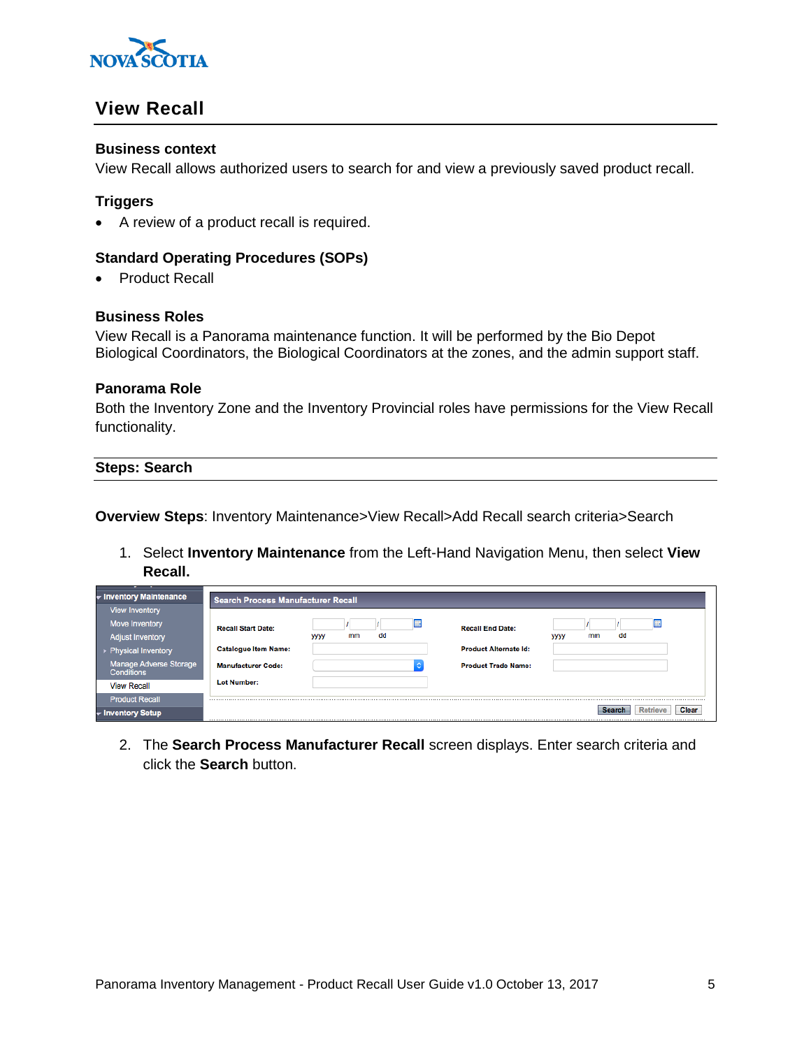# View Recall

### Business context

View Recall allows authorized users to search for and view a previously saved product recall.

### Triggers

- A review of a product recall is required.

### Standard Operating Procedures (SOPs)

- Product Recall

### Business Roles

View Recall is a Panorama maintenance function. It will be performed by the Bio Depot Biological Coordinators, the Biological Coordinators at the zones, and the admin support staff.

### Panorama Role

Both the Inventory Zone and the Inventory Provincial roles have permissions for the View Recall functionality.

### Steps: Search

**Overview Steps**: Inventory Maintenance>View Recall>Add Recall search criteria>Search

1. Select **Inventory Maintenance** from the Left-Hand Navigation Menu, then select **View Recall.**

Inventory Maintenance
View Inventory
Move Inventory
Adjust Inventory
Physical Inventory
Manage Adverse Storage Conditions
View Recall
Product Recall
Inventory Setup

Search Process Manufacturer Recall
Recall Start Date: yyyy / mm / dd
Recall End Date: yyyy / mm / dd
Catalogue Item Name:
Product Alternate Id:
Manufacturer Code:
Product Trade Name:
Lot Number:
Search Retrieve Clear

2. The **Search Process Manufacturer Recall** screen displays. Enter search criteria and click the **Search** button.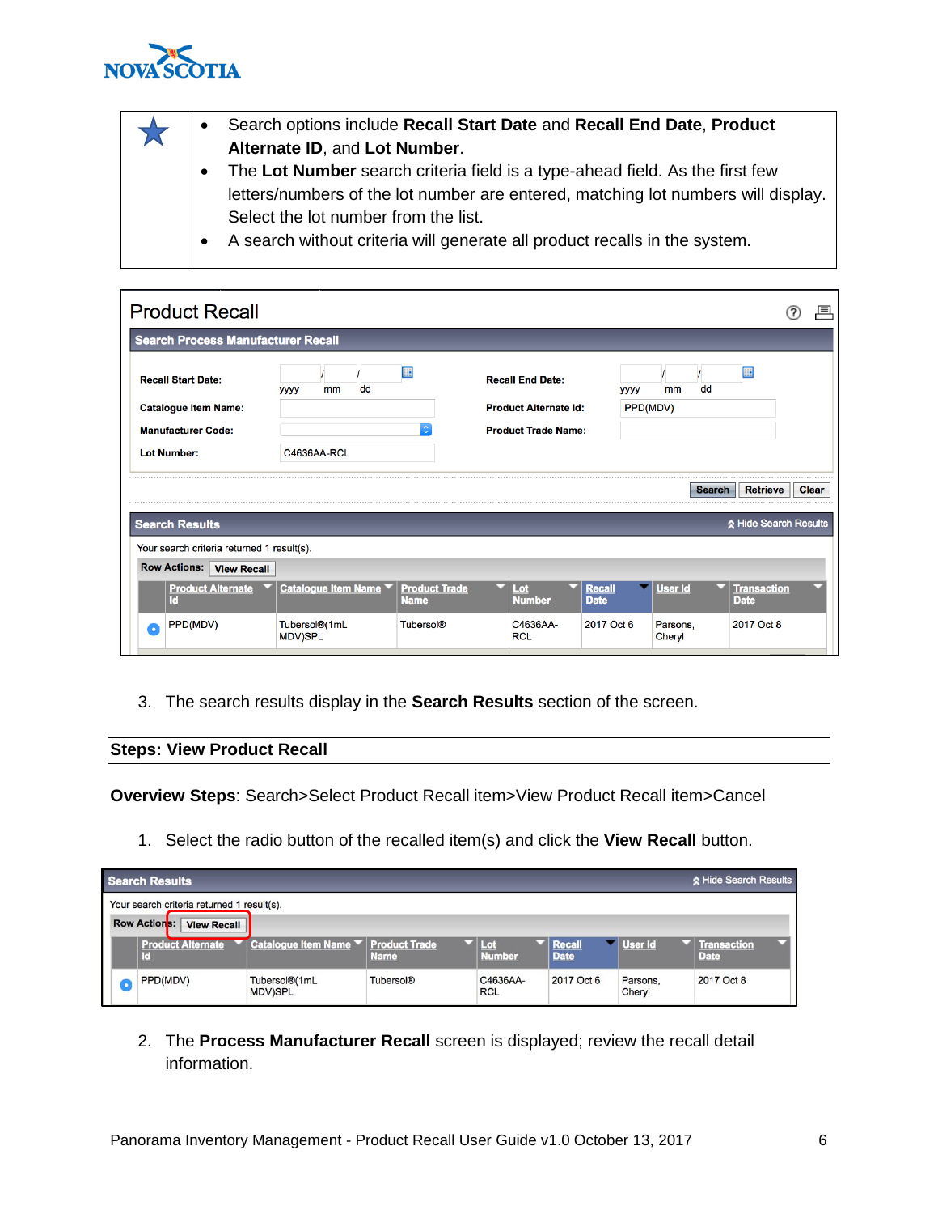- Search options include **Recall Start Date** and **Recall End Date**, **Product Alternate ID**, and **Lot Number**.
- The **Lot Number** search criteria field is a type-ahead field. As the first few letters/numbers of the lot number are entered, matching lot numbers will display. Select the lot number from the list.
- A search without criteria will generate all product recalls in the system.

3. The search results display in the **Search Results** section of the screen.

## Steps: View Product Recall

**Overview Steps**: Search>Select Product Recall item>View Product Recall item>Cancel

1. Select the radio button of the recalled item(s) and click the **View Recall** button.

2. The **Process Manufacturer Recall** screen is displayed; review the recall detail information.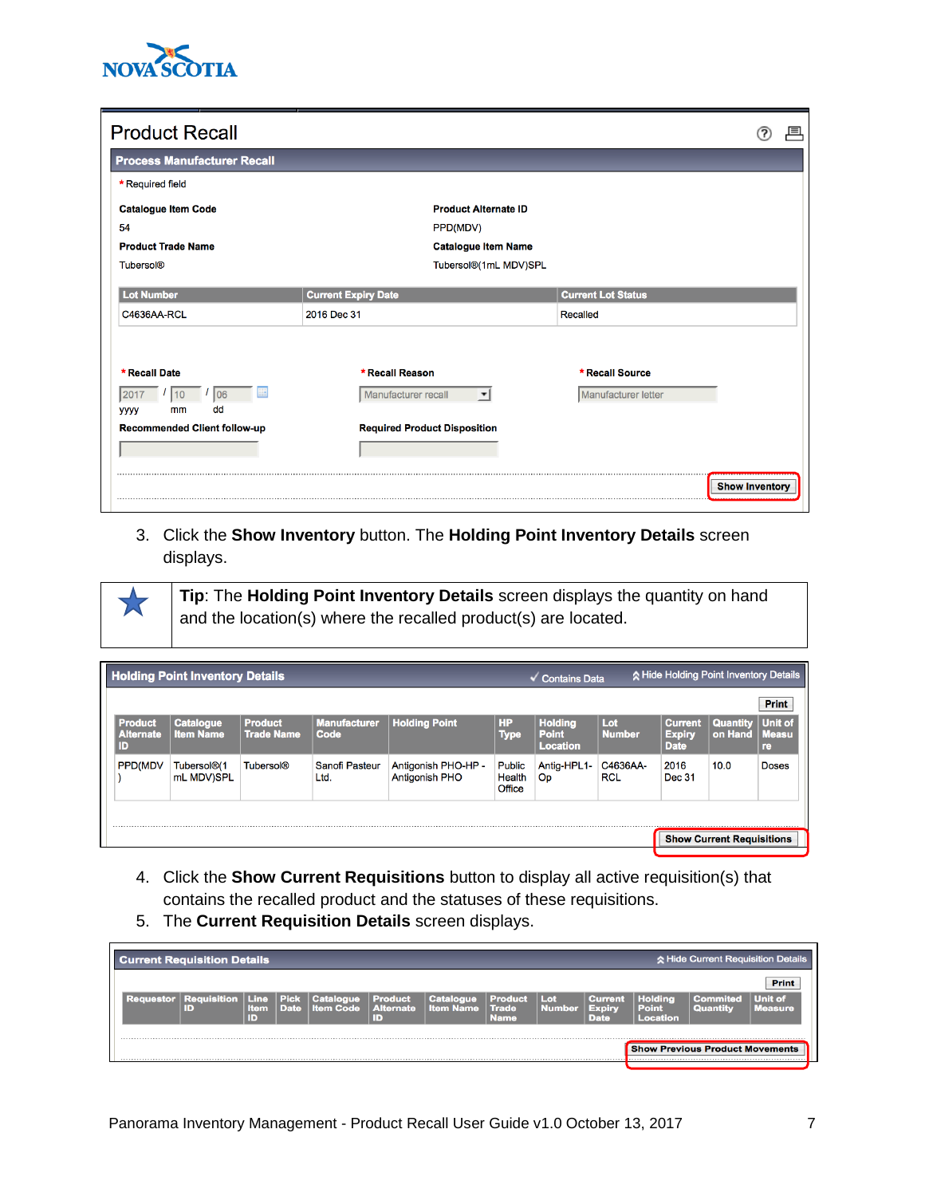NOVA SCOTIA

**Product Recall**

**Process Manufacturer Recall**

\* Required field

**Catalogue Item Code**
54

**Product Alternate ID**
PPD(MDV)

**Product Trade Name**
Tubersol®

**Catalogue Item Name**
Tubersol®(1mL MDV)SPL

| Lot Number | Current Expiry Date | Current Lot Status |
| --- | --- | --- |
| C4636AA-RCL | 2016 Dec 31 | Recalled |

\* **Recall Date**: 2017 / 10 / 06 (yyyy mm dd)

\* **Recall Reason**: Manufacturer recall

\* **Recall Source**: Manufacturer letter

**Recommended Client follow-up**

**Required Product Disposition**

Show Inventory

3. Click the **Show Inventory** button. The **Holding Point Inventory Details** screen displays.

> **Tip**: The **Holding Point Inventory Details** screen displays the quantity on hand and the location(s) where the recalled product(s) are located.

**Holding Point Inventory Details** ✓ Contains Data — Hide Holding Point Inventory Details

Print

| Product Alternate ID | Catalogue Item Name | Product Trade Name | Manufacturer Code | Holding Point | HP Type | Holding Point Location | Lot Number | Current Expiry Date | Quantity on Hand | Unit of Measure |
| --- | --- | --- | --- | --- | --- | --- | --- | --- | --- | --- |
| PPD(MDV) | Tubersol®(1 mL MDV)SPL | Tubersol® | Sanofi Pasteur Ltd. | Antigonish PHO-HP - Antigonish PHO | Public Health Office | Antig-HPL1-Op | C4636AA-RCL | 2016 Dec 31 | 10.0 | Doses |

Show Current Requisitions

4. Click the **Show Current Requisitions** button to display all active requisition(s) that contains the recalled product and the statuses of these requisitions.
5. The **Current Requisition Details** screen displays.

**Current Requisition Details** — Hide Current Requisition Details

Print

| Requestor | Requisition ID | Line Item ID | Pick Date | Catalogue Item Code | Product Alternate ID | Catalogue Item Name | Product Trade Name | Lot Number | Current Expiry Date | Holding Point Location | Commited Quantity | Unit of Measure |
| --- | --- | --- | --- | --- | --- | --- | --- | --- | --- | --- | --- | --- |

Show Previous Product Movements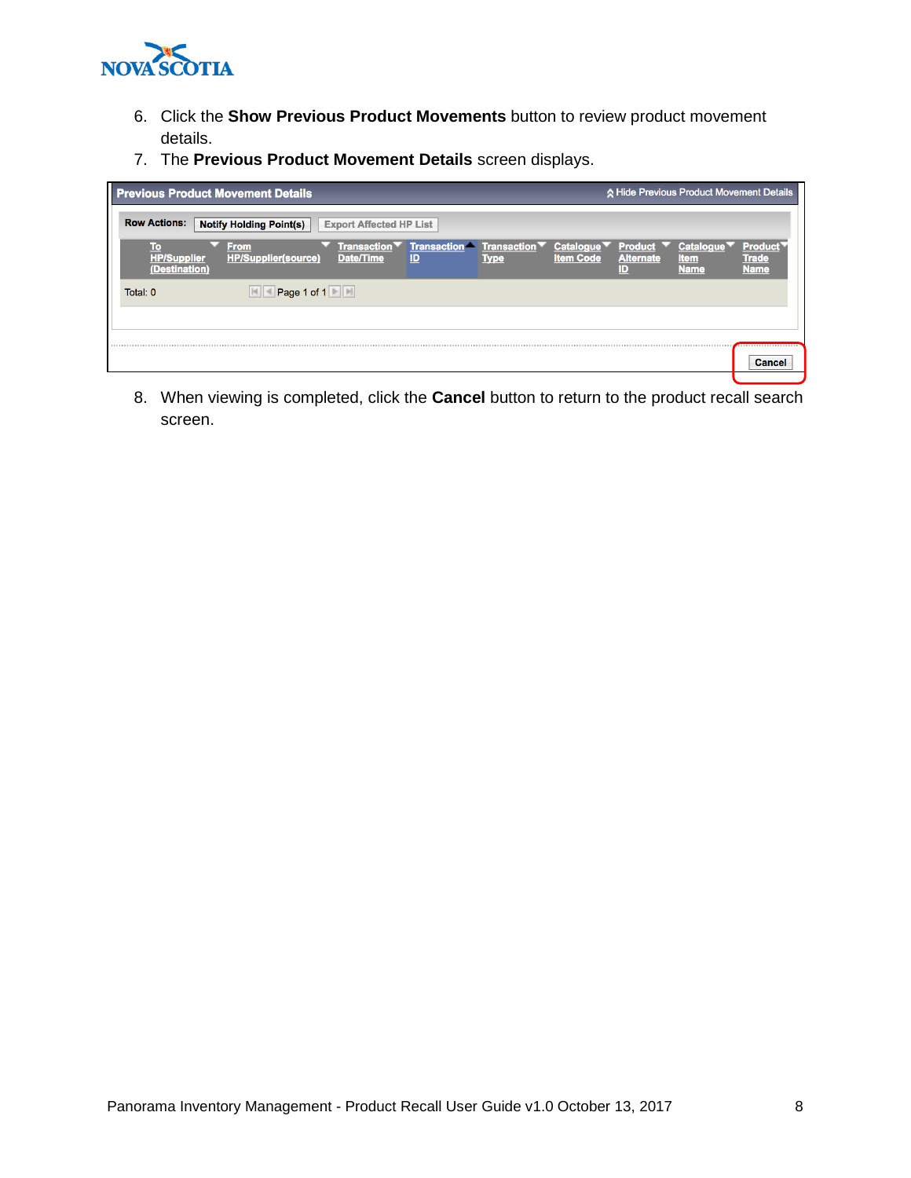6. Click the **Show Previous Product Movements** button to review product movement details.
7. The **Previous Product Movement Details** screen displays.

8. When viewing is completed, click the **Cancel** button to return to the product recall search screen.